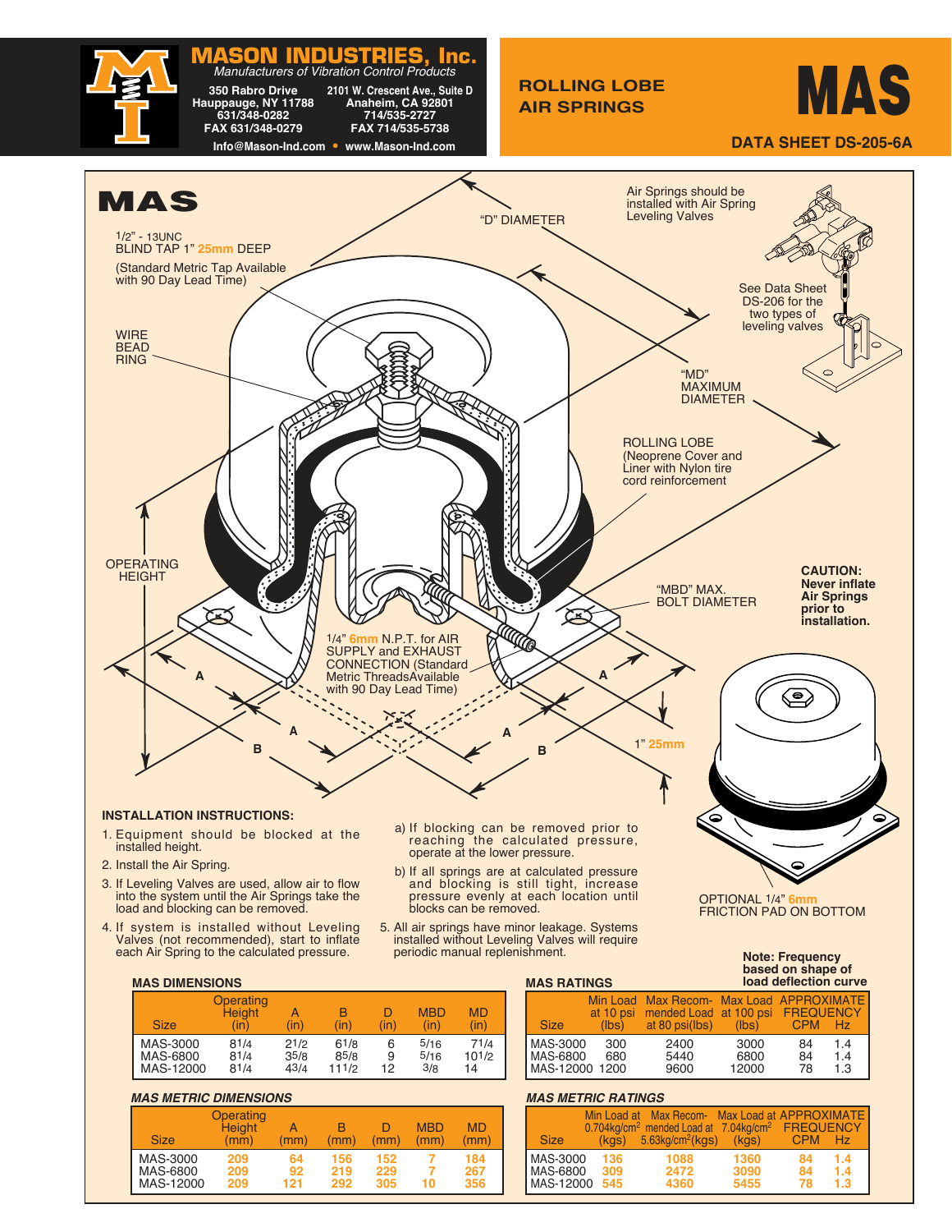# MASON INDUSTRIES, Inc.

*Manufacturers of Vibration Control Products*

350 Rabro Drive
Hauppauge, NY 11788
631/348-0282
FAX 631/348-0279

2101 W. Crescent Ave., Suite D
Anaheim, CA 92801
714/535-2727
FAX 714/535-5738

Info@Mason-Ind.com • www.Mason-Ind.com

## ROLLING LOBE AIR SPRINGS

# MAS

**DATA SHEET DS-205-6A**

## MAS

1/2" - 13UNC BLIND TAP 1" 25mm DEEP
(Standard Metric Tap Available with 90 Day Lead Time)

WIRE BEAD RING

"D" DIAMETER

Air Springs should be installed with Air Spring Leveling Valves

See Data Sheet DS-206 for the two types of leveling valves

"MD" MAXIMUM DIAMETER

ROLLING LOBE (Neoprene Cover and Liner with Nylon tire cord reinforcement)

OPERATING HEIGHT

"MBD" MAX. BOLT DIAMETER

**CAUTION: Never inflate Air Springs prior to installation.**

1/4" 6mm N.P.T. for AIR SUPPLY and EXHAUST CONNECTION (Standard Metric Threads Available with 90 Day Lead Time)

A  A  A  A  B  B

1" 25mm

OPTIONAL 1/4" 6mm FRICTION PAD ON BOTTOM

### INSTALLATION INSTRUCTIONS:

1. Equipment should be blocked at the installed height.
2. Install the Air Spring.
3. If Leveling Valves are used, allow air to flow into the system until the Air Springs take the load and blocking can be removed.
4. If system is installed without Leveling Valves (not recommended), start to inflate each Air Spring to the calculated pressure.
   a) If blocking can be removed prior to reaching the calculated pressure, operate at the lower pressure.
   b) If all springs are at calculated pressure and blocking is still tight, increase pressure evenly at each location until blocks can be removed.
5. All air springs have minor leakage. Systems installed without Leveling Valves will require periodic manual replenishment.

### MAS DIMENSIONS

| Size | Operating Height (in) | A (in) | B (in) | D (in) | MBD (in) | MD (in) |
|---|---|---|---|---|---|---|
| MAS-3000 | 8 1/4 | 2 1/2 | 6 1/8 | 6 | 5/16 | 7 1/4 |
| MAS-6800 | 8 1/4 | 3 5/8 | 8 5/8 | 9 | 5/16 | 10 1/2 |
| MAS-12000 | 8 1/4 | 4 3/4 | 11 1/2 | 12 | 3/8 | 14 |

### MAS RATINGS

**Note: Frequency based on shape of load deflection curve**

| Size | Min Load at 10 psi (lbs) | Max Recommended Load at 80 psi (lbs) | Max Load at 100 psi (lbs) | APPROXIMATE FREQUENCY CPM | Hz |
|---|---|---|---|---|---|
| MAS-3000 | 300 | 2400 | 3000 | 84 | 1.4 |
| MAS-6800 | 680 | 5440 | 6800 | 84 | 1.4 |
| MAS-12000 | 1200 | 9600 | 12000 | 78 | 1.3 |

### *MAS METRIC DIMENSIONS*

| Size | Operating Height (mm) | A (mm) | B (mm) | D (mm) | MBD (mm) | MD (mm) |
|---|---|---|---|---|---|---|
| MAS-3000 | 209 | 64 | 156 | 152 | 7 | 184 |
| MAS-6800 | 209 | 92 | 219 | 229 | 7 | 267 |
| MAS-12000 | 209 | 121 | 292 | 305 | 10 | 356 |

### *MAS METRIC RATINGS*

| Size | Min Load at 0.704kg/cm² (kgs) | Max Recommended Load at 5.63kg/cm² (kgs) | Max Load at 7.04kg/cm² (kgs) | APPROXIMATE FREQUENCY CPM | Hz |
|---|---|---|---|---|---|
| MAS-3000 | 136 | 1088 | 1360 | 84 | 1.4 |
| MAS-6800 | 309 | 2472 | 3090 | 84 | 1.4 |
| MAS-12000 | 545 | 4360 | 5455 | 78 | 1.3 |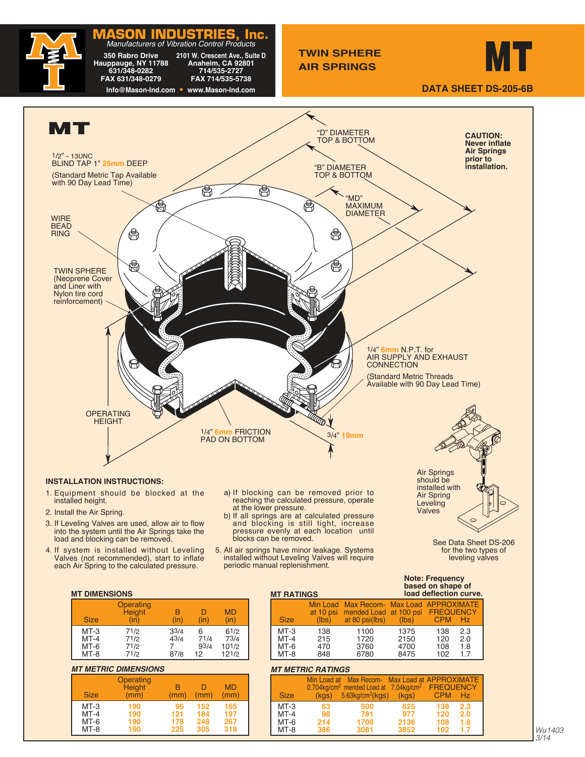# MASON INDUSTRIES, Inc.

*Manufacturers of Vibration Control Products*

350 Rabro Drive
Hauppauge, NY 11788
631/348-0282
FAX 631/348-0279

2101 W. Crescent Ave., Suite D
Anaheim, CA 92801
714/535-2727
FAX 714/535-5738

Info@Mason-Ind.com • www.Mason-Ind.com

## TWIN SPHERE AIR SPRINGS

# MT

**DATA SHEET DS-205-6B**

## MT

1/2" - 13UNC
BLIND TAP 1" 25mm DEEP
(Standard Metric Tap Available with 90 Day Lead Time)

WIRE BEAD RING

TWIN SPHERE (Neoprene Cover and Liner with Nylon tire cord reinforcement)

OPERATING HEIGHT

"D" DIAMETER TOP & BOTTOM

"B" DIAMETER TOP & BOTTOM

"MD" MAXIMUM DIAMETER

**CAUTION: Never inflate Air Springs prior to installation.**

1/4" 6mm N.P.T. for AIR SUPPLY AND EXHAUST CONNECTION
(Standard Metric Threads Available with 90 Day Lead Time)

1/4" 6mm FRICTION PAD ON BOTTOM

3/4" 19mm

Air Springs should be installed with Air Spring Leveling Valves

See Data Sheet DS-206 for the two types of leveling valves

**INSTALLATION INSTRUCTIONS:**

1. Equipment should be blocked at the installed height.
2. Install the Air Spring.
3. If Leveling Valves are used, allow air to flow into the system until the Air Springs take the load and blocking can be removed.
4. If system is installed without Leveling Valves (not recommended), start to inflate each Air Spring to the calculated pressure.
   a) If blocking can be removed prior to reaching the calculated pressure, operate at the lower pressure.
   b) If all springs are at calculated pressure and blocking is still tight, increase pressure evenly at each location until blocks can be removed.
5. All air springs have minor leakage. Systems installed without Leveling Valves will require periodic manual replenishment.

**MT DIMENSIONS**

| Size | Operating Height (in) | B (in) | D (in) | MD (in) |
|---|---|---|---|---|
| MT-3 | 7 1/2 | 3 3/4 | 6 | 6 1/2 |
| MT-4 | 7 1/2 | 4 3/4 | 7 1/4 | 7 3/4 |
| MT-6 | 7 1/2 | 7 | 9 3/4 | 10 1/2 |
| MT-8 | 7 1/2 | 8 7/8 | 12 | 12 1/2 |

**MT RATINGS**

**Note: Frequency based on shape of load deflection curve.**

| Size | Min Load at 10 psi (lbs) | Max Recommended Load at 80 psi (lbs) | Max Load at 100 psi (lbs) | APPROXIMATE FREQUENCY CPM | Hz |
|---|---|---|---|---|---|
| MT-3 | 138 | 1100 | 1375 | 138 | 2.3 |
| MT-4 | 215 | 1720 | 2150 | 120 | 2.0 |
| MT-6 | 470 | 3760 | 4700 | 108 | 1.8 |
| MT-8 | 848 | 6780 | 8475 | 102 | 1.7 |

***MT METRIC DIMENSIONS***

| Size | Operating Height (mm) | B (mm) | D (mm) | MD (mm) |
|---|---|---|---|---|
| MT-3 | 190 | 95 | 152 | 165 |
| MT-4 | 190 | 121 | 184 | 197 |
| MT-6 | 190 | 178 | 248 | 267 |
| MT-8 | 190 | 225 | 305 | 318 |

***MT METRIC RATINGS***

| Size | Min Load at 0.704kg/cm² (kgs) | Max Recommended Load at 5.63kg/cm² (kgs) | Max Load at 7.04kg/cm² (kgs) | APPROXIMATE FREQUENCY CPM | Hz |
|---|---|---|---|---|---|
| MT-3 | 63 | 500 | 625 | 138 | 2.3 |
| MT-4 | 98 | 781 | 977 | 120 | 2.0 |
| MT-6 | 214 | 1708 | 2136 | 108 | 1.8 |
| MT-8 | 386 | 3081 | 3852 | 102 | 1.7 |

Wu1403
3/14